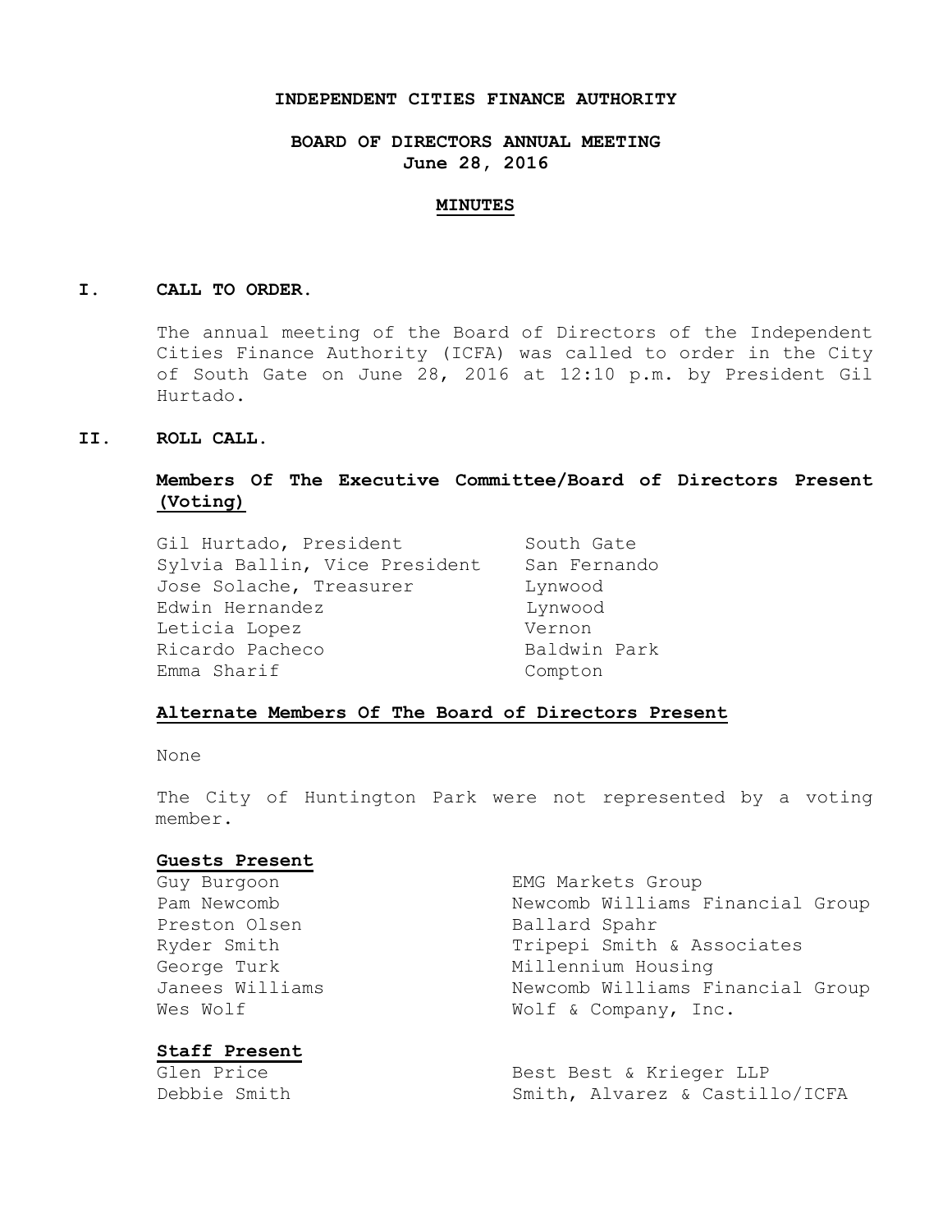# INDEPENDENT CITIES FINANCE AUTHORITY

## BOARD OF DIRECTORS ANNUAL MEETING
## June 28, 2016

## MINUTES

### I. CALL TO ORDER.

The annual meeting of the Board of Directors of the Independent Cities Finance Authority (ICFA) was called to order in the City of South Gate on June 28, 2016 at 12:10 p.m. by President Gil Hurtado.

### II. ROLL CALL.

**Members Of The Executive Committee/Board of Directors Present (Voting)**

| | |
|---|---|
| Gil Hurtado, President | South Gate |
| Sylvia Ballin, Vice President | San Fernando |
| Jose Solache, Treasurer | Lynwood |
| Edwin Hernandez | Lynwood |
| Leticia Lopez | Vernon |
| Ricardo Pacheco | Baldwin Park |
| Emma Sharif | Compton |

**Alternate Members Of The Board of Directors Present**

None

The City of Huntington Park were not represented by a voting member.

**Guests Present**

| | |
|---|---|
| Guy Burgoon | EMG Markets Group |
| Pam Newcomb | Newcomb Williams Financial Group |
| Preston Olsen | Ballard Spahr |
| Ryder Smith | Tripepi Smith & Associates |
| George Turk | Millennium Housing |
| Janees Williams | Newcomb Williams Financial Group |
| Wes Wolf | Wolf & Company, Inc. |

**Staff Present**

| | |
|---|---|
| Glen Price | Best Best & Krieger LLP |
| Debbie Smith | Smith, Alvarez & Castillo/ICFA |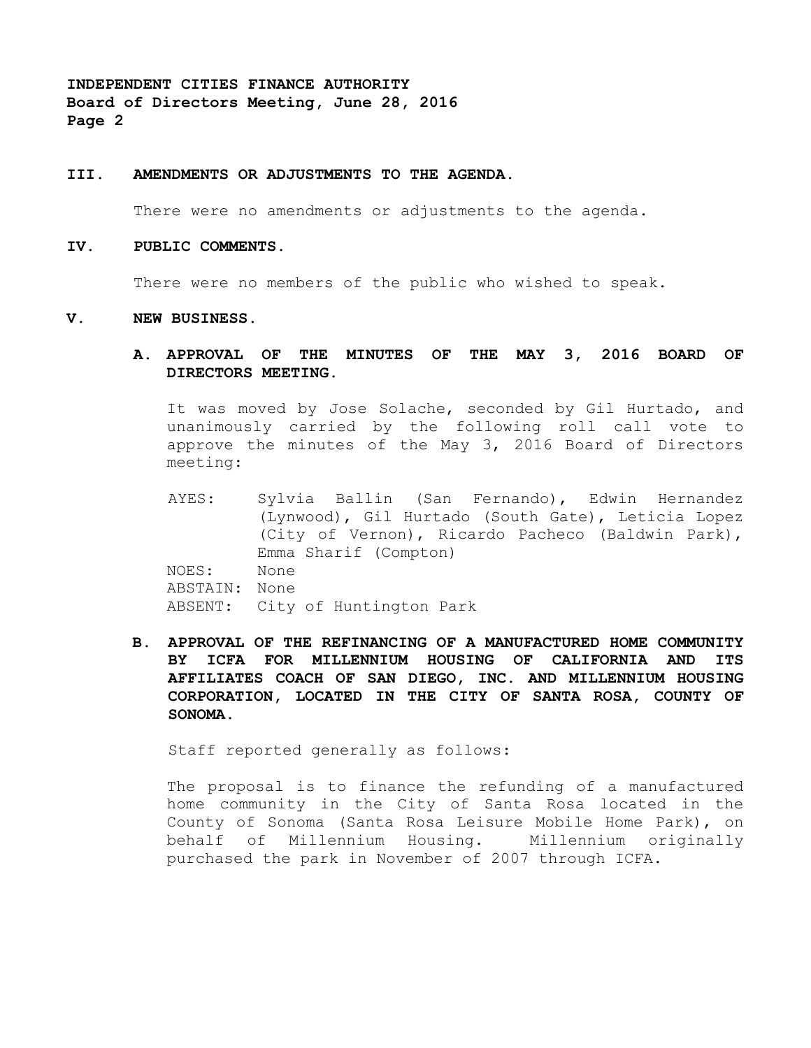## III. AMENDMENTS OR ADJUSTMENTS TO THE AGENDA.

There were no amendments or adjustments to the agenda.

## IV. PUBLIC COMMENTS.

There were no members of the public who wished to speak.

## V. NEW BUSINESS.

### A. APPROVAL OF THE MINUTES OF THE MAY 3, 2016 BOARD OF DIRECTORS MEETING.

It was moved by Jose Solache, seconded by Gil Hurtado, and unanimously carried by the following roll call vote to approve the minutes of the May 3, 2016 Board of Directors meeting:

AYES: Sylvia Ballin (San Fernando), Edwin Hernandez (Lynwood), Gil Hurtado (South Gate), Leticia Lopez (City of Vernon), Ricardo Pacheco (Baldwin Park), Emma Sharif (Compton)
NOES: None
ABSTAIN: None
ABSENT: City of Huntington Park

### B. APPROVAL OF THE REFINANCING OF A MANUFACTURED HOME COMMUNITY BY ICFA FOR MILLENNIUM HOUSING OF CALIFORNIA AND ITS AFFILIATES COACH OF SAN DIEGO, INC. AND MILLENNIUM HOUSING CORPORATION, LOCATED IN THE CITY OF SANTA ROSA, COUNTY OF SONOMA.

Staff reported generally as follows:

The proposal is to finance the refunding of a manufactured home community in the City of Santa Rosa located in the County of Sonoma (Santa Rosa Leisure Mobile Home Park), on behalf of Millennium Housing. Millennium originally purchased the park in November of 2007 through ICFA.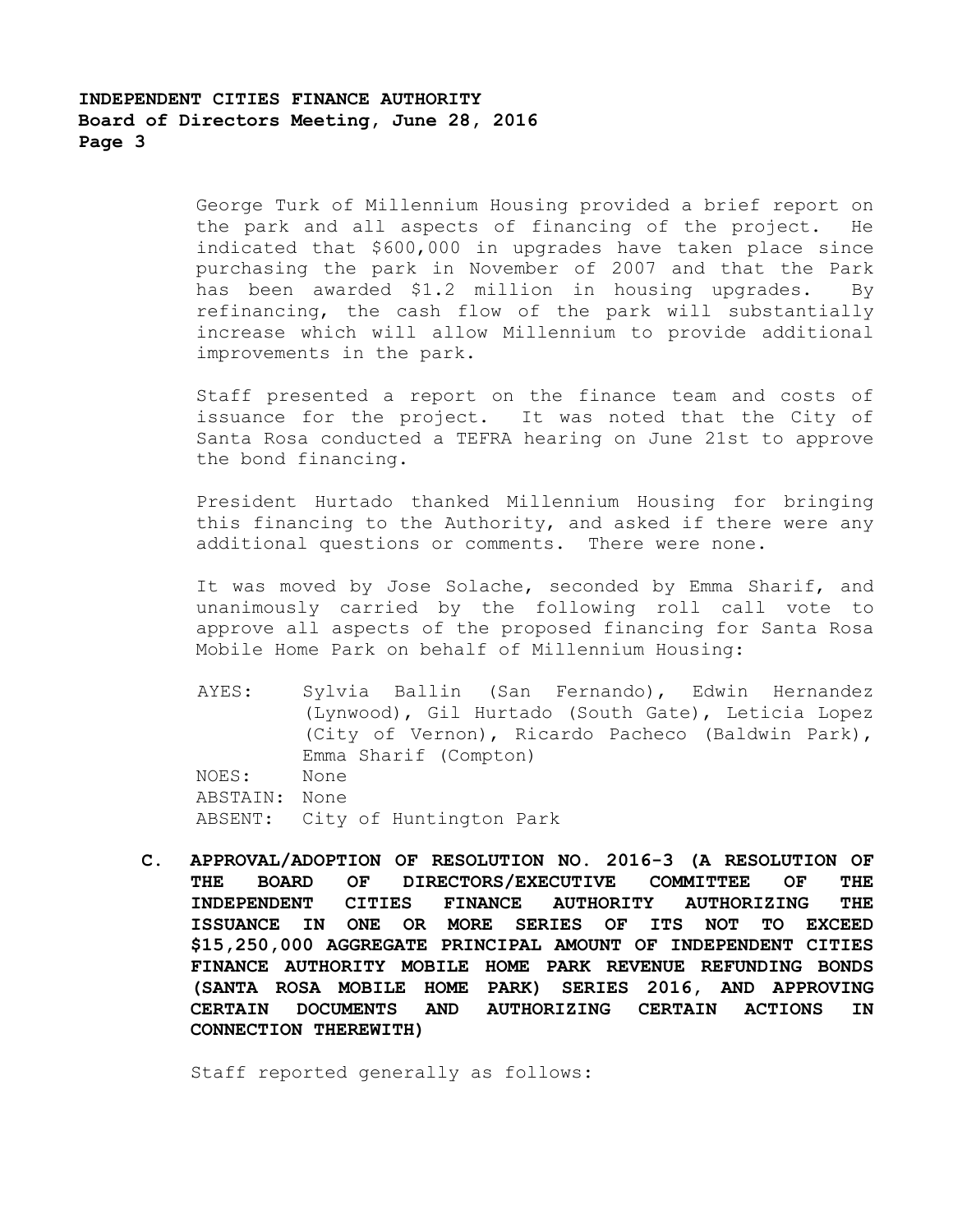George Turk of Millennium Housing provided a brief report on the park and all aspects of financing of the project. He indicated that $600,000 in upgrades have taken place since purchasing the park in November of 2007 and that the Park has been awarded $1.2 million in housing upgrades. By refinancing, the cash flow of the park will substantially increase which will allow Millennium to provide additional improvements in the park.

Staff presented a report on the finance team and costs of issuance for the project. It was noted that the City of Santa Rosa conducted a TEFRA hearing on June 21st to approve the bond financing.

President Hurtado thanked Millennium Housing for bringing this financing to the Authority, and asked if there were any additional questions or comments. There were none.

It was moved by Jose Solache, seconded by Emma Sharif, and unanimously carried by the following roll call vote to approve all aspects of the proposed financing for Santa Rosa Mobile Home Park on behalf of Millennium Housing:

AYES: Sylvia Ballin (San Fernando), Edwin Hernandez (Lynwood), Gil Hurtado (South Gate), Leticia Lopez (City of Vernon), Ricardo Pacheco (Baldwin Park), Emma Sharif (Compton)
NOES: None
ABSTAIN: None
ABSENT: City of Huntington Park

**C. APPROVAL/ADOPTION OF RESOLUTION NO. 2016-3 (A RESOLUTION OF THE BOARD OF DIRECTORS/EXECUTIVE COMMITTEE OF THE INDEPENDENT CITIES FINANCE AUTHORITY AUTHORIZING THE ISSUANCE IN ONE OR MORE SERIES OF ITS NOT TO EXCEED $15,250,000 AGGREGATE PRINCIPAL AMOUNT OF INDEPENDENT CITIES FINANCE AUTHORITY MOBILE HOME PARK REVENUE REFUNDING BONDS (SANTA ROSA MOBILE HOME PARK) SERIES 2016, AND APPROVING CERTAIN DOCUMENTS AND AUTHORIZING CERTAIN ACTIONS IN CONNECTION THEREWITH)**

Staff reported generally as follows: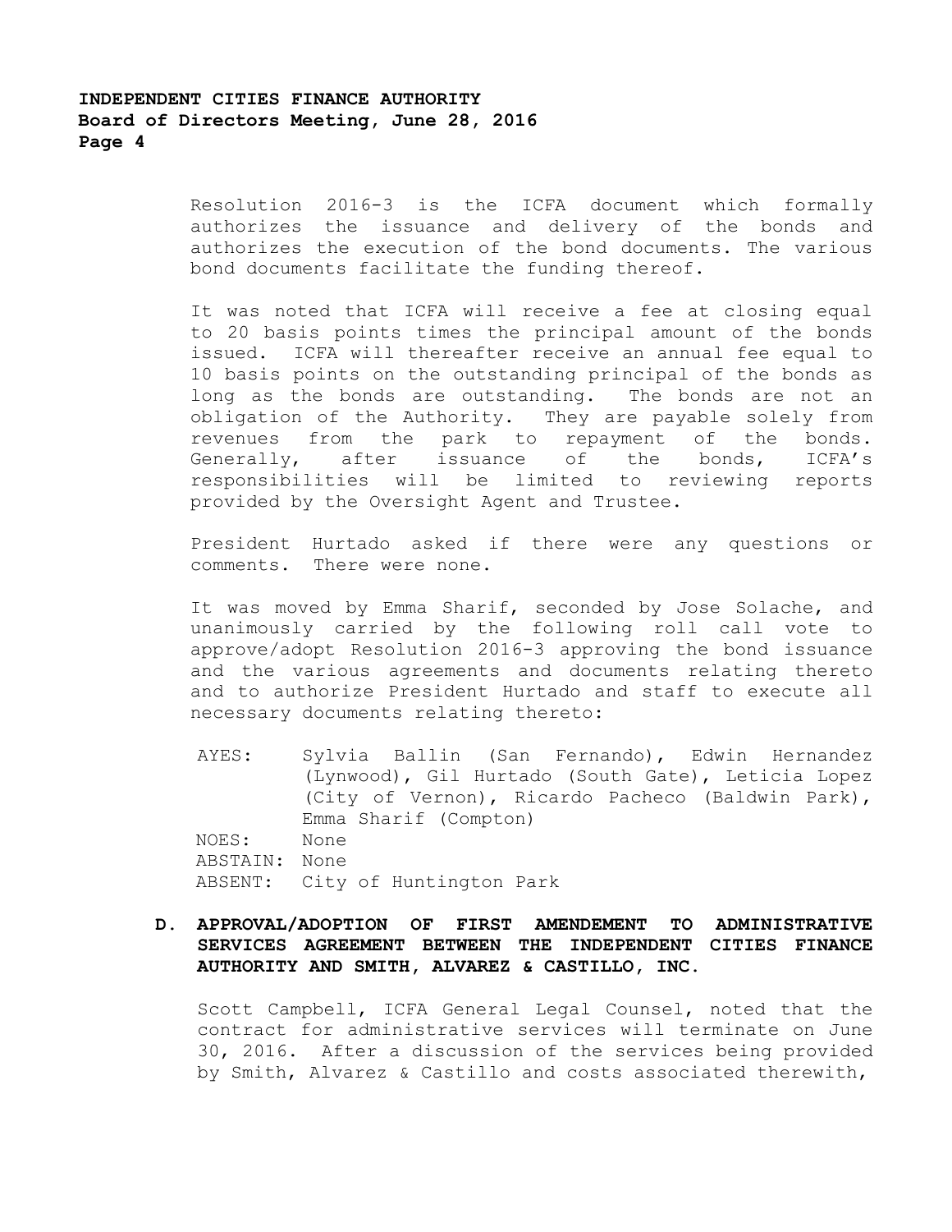Resolution 2016-3 is the ICFA document which formally authorizes the issuance and delivery of the bonds and authorizes the execution of the bond documents. The various bond documents facilitate the funding thereof.

It was noted that ICFA will receive a fee at closing equal to 20 basis points times the principal amount of the bonds issued. ICFA will thereafter receive an annual fee equal to 10 basis points on the outstanding principal of the bonds as long as the bonds are outstanding. The bonds are not an obligation of the Authority. They are payable solely from revenues from the park to repayment of the bonds. Generally, after issuance of the bonds, ICFA's responsibilities will be limited to reviewing reports provided by the Oversight Agent and Trustee.

President Hurtado asked if there were any questions or comments. There were none.

It was moved by Emma Sharif, seconded by Jose Solache, and unanimously carried by the following roll call vote to approve/adopt Resolution 2016-3 approving the bond issuance and the various agreements and documents relating thereto and to authorize President Hurtado and staff to execute all necessary documents relating thereto:

AYES: Sylvia Ballin (San Fernando), Edwin Hernandez (Lynwood), Gil Hurtado (South Gate), Leticia Lopez (City of Vernon), Ricardo Pacheco (Baldwin Park), Emma Sharif (Compton)
NOES: None
ABSTAIN: None
ABSENT: City of Huntington Park

**D. APPROVAL/ADOPTION OF FIRST AMENDEMENT TO ADMINISTRATIVE SERVICES AGREEMENT BETWEEN THE INDEPENDENT CITIES FINANCE AUTHORITY AND SMITH, ALVAREZ & CASTILLO, INC.**

Scott Campbell, ICFA General Legal Counsel, noted that the contract for administrative services will terminate on June 30, 2016. After a discussion of the services being provided by Smith, Alvarez & Castillo and costs associated therewith,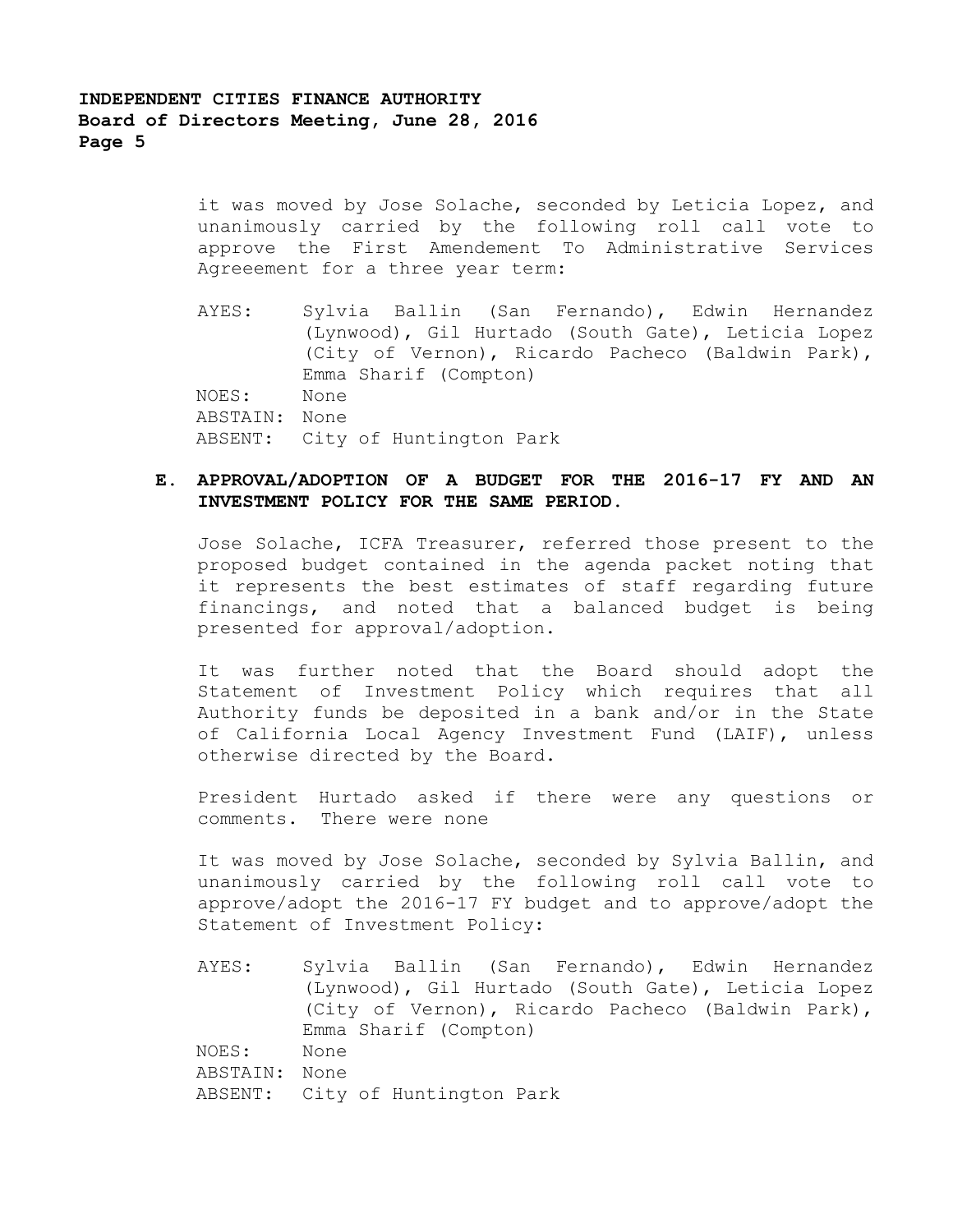it was moved by Jose Solache, seconded by Leticia Lopez, and unanimously carried by the following roll call vote to approve the First Amendement To Administrative Services Agreeement for a three year term:

AYES: Sylvia Ballin (San Fernando), Edwin Hernandez (Lynwood), Gil Hurtado (South Gate), Leticia Lopez (City of Vernon), Ricardo Pacheco (Baldwin Park), Emma Sharif (Compton)
NOES: None
ABSTAIN: None
ABSENT: City of Huntington Park

**E. APPROVAL/ADOPTION OF A BUDGET FOR THE 2016-17 FY AND AN INVESTMENT POLICY FOR THE SAME PERIOD.**

Jose Solache, ICFA Treasurer, referred those present to the proposed budget contained in the agenda packet noting that it represents the best estimates of staff regarding future financings, and noted that a balanced budget is being presented for approval/adoption.

It was further noted that the Board should adopt the Statement of Investment Policy which requires that all Authority funds be deposited in a bank and/or in the State of California Local Agency Investment Fund (LAIF), unless otherwise directed by the Board.

President Hurtado asked if there were any questions or comments. There were none

It was moved by Jose Solache, seconded by Sylvia Ballin, and unanimously carried by the following roll call vote to approve/adopt the 2016-17 FY budget and to approve/adopt the Statement of Investment Policy:

AYES: Sylvia Ballin (San Fernando), Edwin Hernandez (Lynwood), Gil Hurtado (South Gate), Leticia Lopez (City of Vernon), Ricardo Pacheco (Baldwin Park), Emma Sharif (Compton)
NOES: None
ABSTAIN: None
ABSENT: City of Huntington Park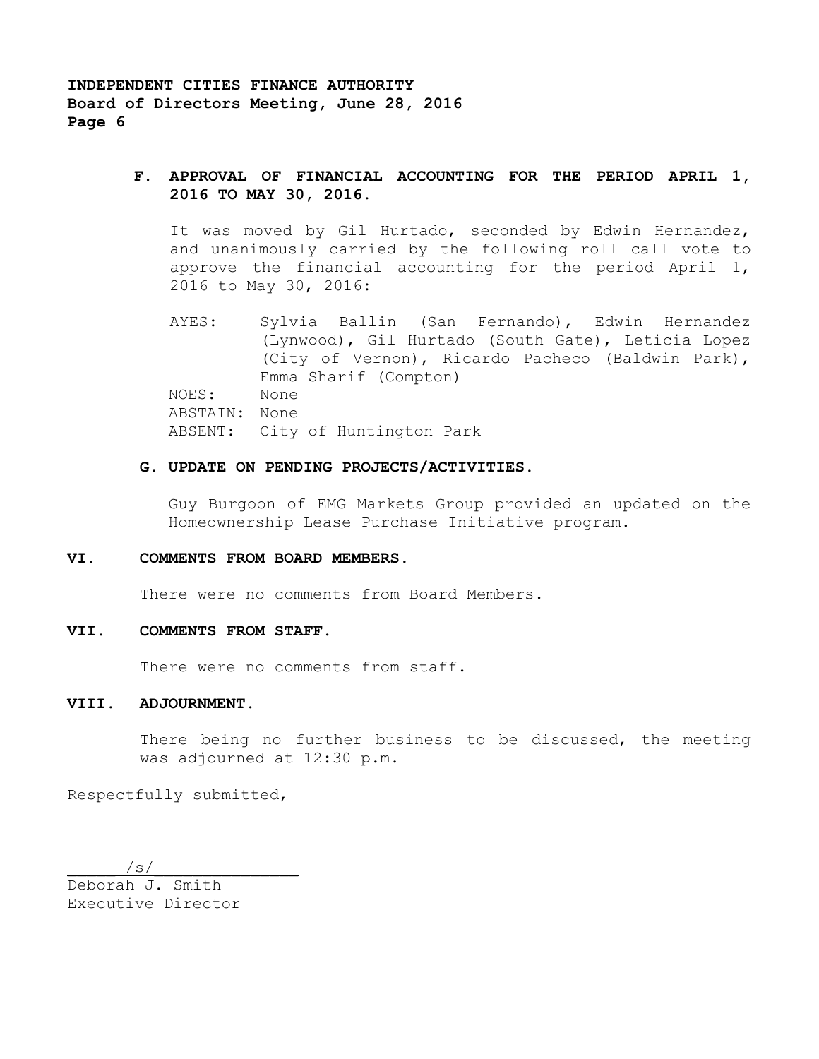**F. APPROVAL OF FINANCIAL ACCOUNTING FOR THE PERIOD APRIL 1, 2016 TO MAY 30, 2016.**

It was moved by Gil Hurtado, seconded by Edwin Hernandez, and unanimously carried by the following roll call vote to approve the financial accounting for the period April 1, 2016 to May 30, 2016:

AYES: Sylvia Ballin (San Fernando), Edwin Hernandez (Lynwood), Gil Hurtado (South Gate), Leticia Lopez (City of Vernon), Ricardo Pacheco (Baldwin Park), Emma Sharif (Compton)
NOES: None
ABSTAIN: None
ABSENT: City of Huntington Park

**G. UPDATE ON PENDING PROJECTS/ACTIVITIES.**

Guy Burgoon of EMG Markets Group provided an updated on the Homeownership Lease Purchase Initiative program.

## VI. COMMENTS FROM BOARD MEMBERS.

There were no comments from Board Members.

## VII. COMMENTS FROM STAFF.

There were no comments from staff.

## VIII. ADJOURNMENT.

There being no further business to be discussed, the meeting was adjourned at 12:30 p.m.

Respectfully submitted,

/s/
Deborah J. Smith
Executive Director